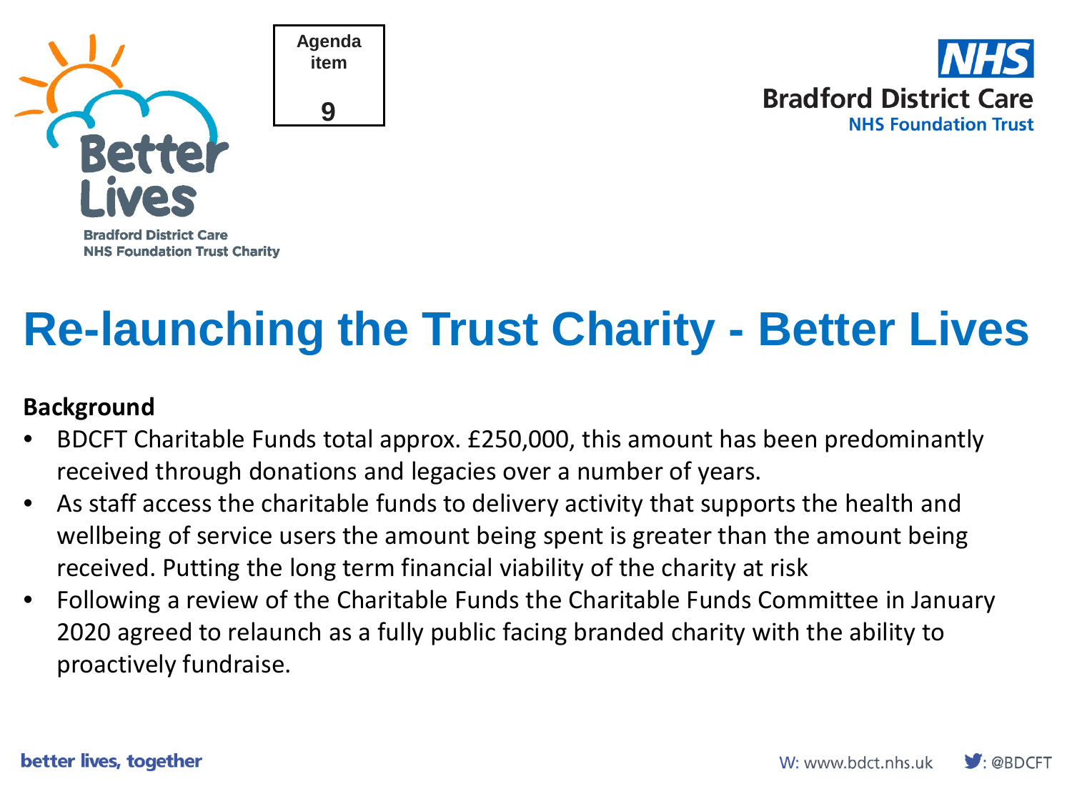Agenda item 9

# Re-launching the Trust Charity - Better Lives

**Background**

- BDCFT Charitable Funds total approx. £250,000, this amount has been predominantly received through donations and legacies over a number of years.
- As staff access the charitable funds to delivery activity that supports the health and wellbeing of service users the amount being spent is greater than the amount being received. Putting the long term financial viability of the charity at risk
- Following a review of the Charitable Funds the Charitable Funds Committee in January 2020 agreed to relaunch as a fully public facing branded charity with the ability to proactively fundraise.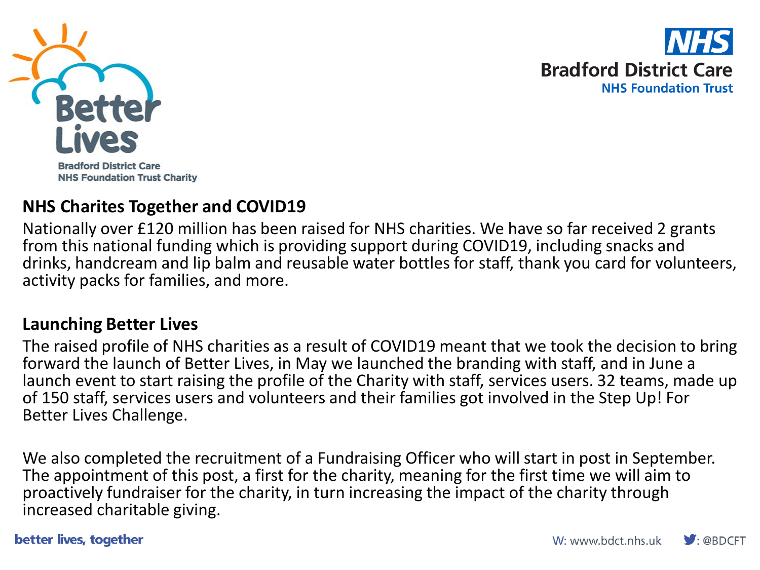**Better Lives**
Bradford District Care NHS Foundation Trust Charity

**NHS**
**Bradford District Care**
NHS Foundation Trust

## NHS Charites Together and COVID19

Nationally over £120 million has been raised for NHS charities. We have so far received 2 grants from this national funding which is providing support during COVID19, including snacks and drinks, handcream and lip balm and reusable water bottles for staff, thank you card for volunteers, activity packs for families, and more.

## Launching Better Lives

The raised profile of NHS charities as a result of COVID19 meant that we took the decision to bring forward the launch of Better Lives, in May we launched the branding with staff, and in June a launch event to start raising the profile of the Charity with staff, services users. 32 teams, made up of 150 staff, services users and volunteers and their families got involved in the Step Up! For Better Lives Challenge.

We also completed the recruitment of a Fundraising Officer who will start in post in September. The appointment of this post, a first for the charity, meaning for the first time we will aim to proactively fundraiser for the charity, in turn increasing the impact of the charity through increased charitable giving.

better lives, together

W: www.bdct.nhs.uk : @BDCFT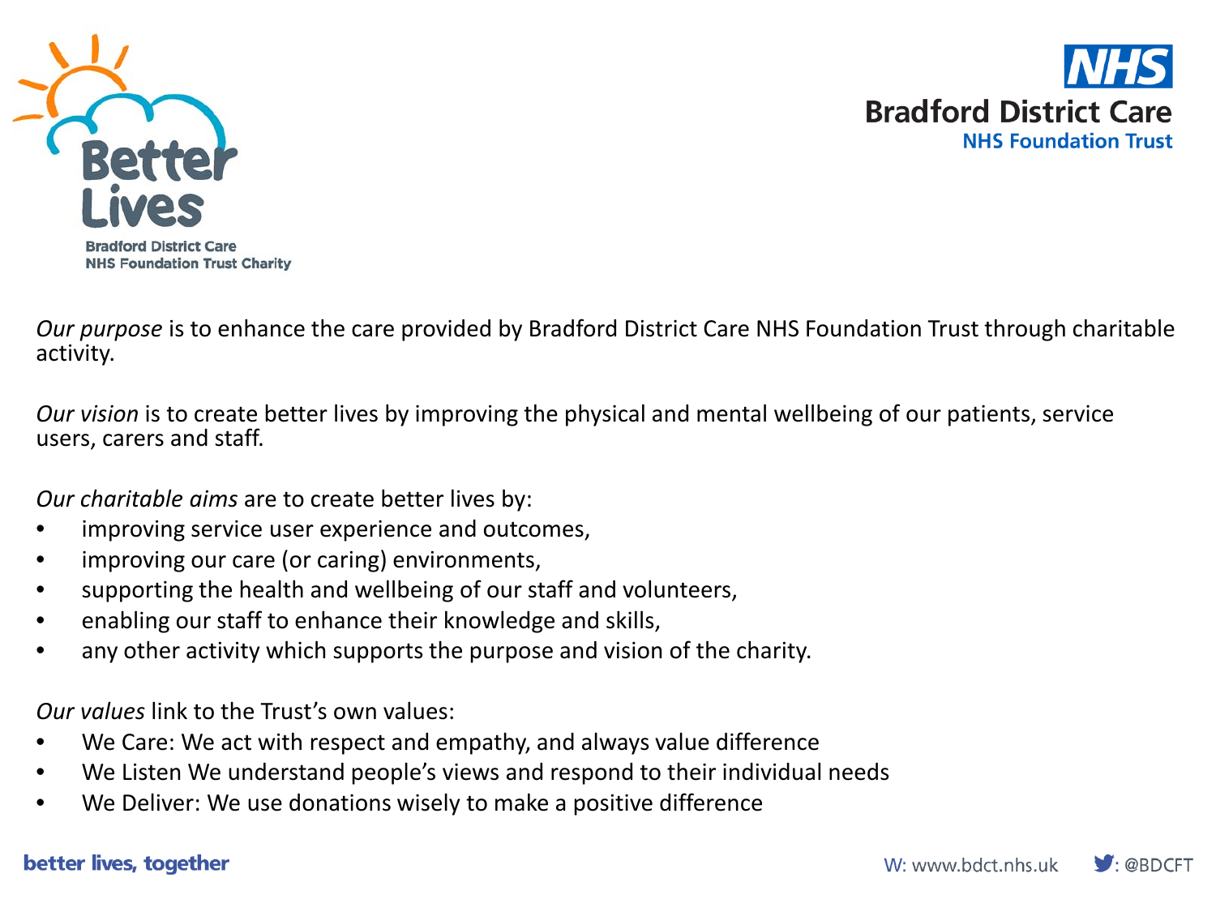Better Lives

Bradford District Care NHS Foundation Trust Charity

NHS

Bradford District Care NHS Foundation Trust

*Our purpose* is to enhance the care provided by Bradford District Care NHS Foundation Trust through charitable activity.

*Our vision* is to create better lives by improving the physical and mental wellbeing of our patients, service users, carers and staff.

*Our charitable aims* are to create better lives by:

- improving service user experience and outcomes,
- improving our care (or caring) environments,
- supporting the health and wellbeing of our staff and volunteers,
- enabling our staff to enhance their knowledge and skills,
- any other activity which supports the purpose and vision of the charity.

*Our values* link to the Trust's own values:

- We Care: We act with respect and empathy, and always value difference
- We Listen We understand people's views and respond to their individual needs
- We Deliver: We use donations wisely to make a positive difference

better lives, together

W: www.bdct.nhs.uk : @BDCFT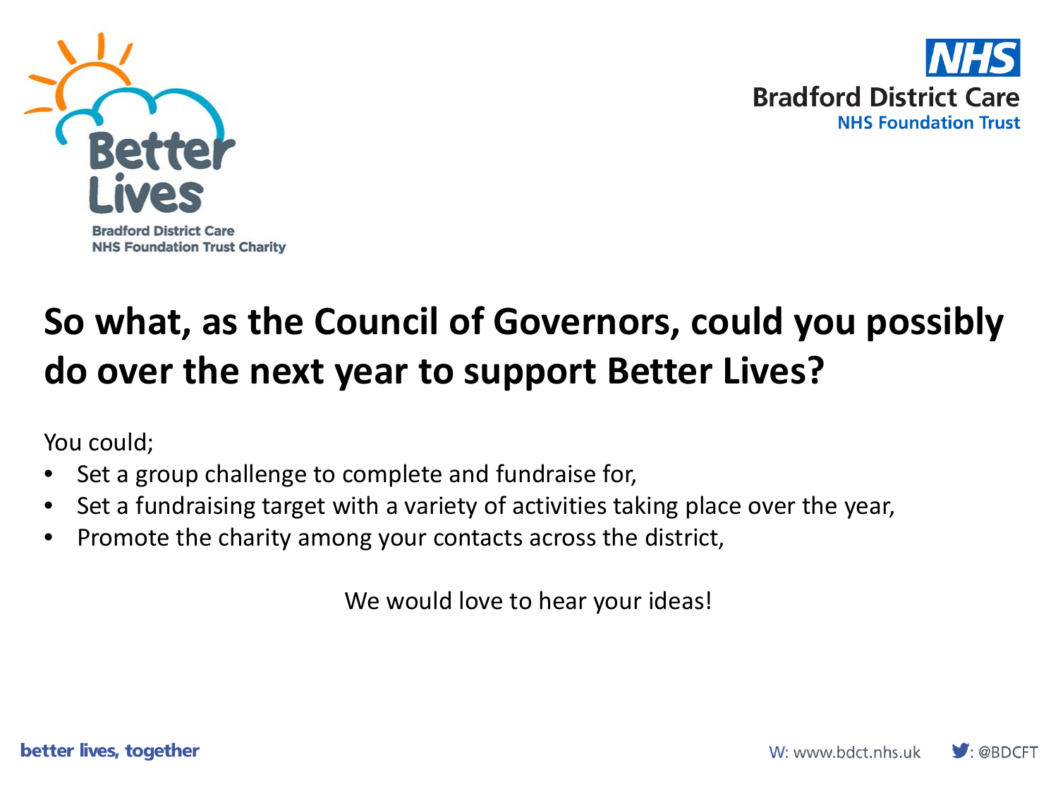Better Lives

Bradford District Care NHS Foundation Trust Charity

NHS Bradford District Care NHS Foundation Trust

# So what, as the Council of Governors, could you possibly do over the next year to support Better Lives?

You could;

- Set a group challenge to complete and fundraise for,
- Set a fundraising target with a variety of activities taking place over the year,
- Promote the charity among your contacts across the district,

We would love to hear your ideas!

better lives, together

W: www.bdct.nhs.uk : @BDCFT